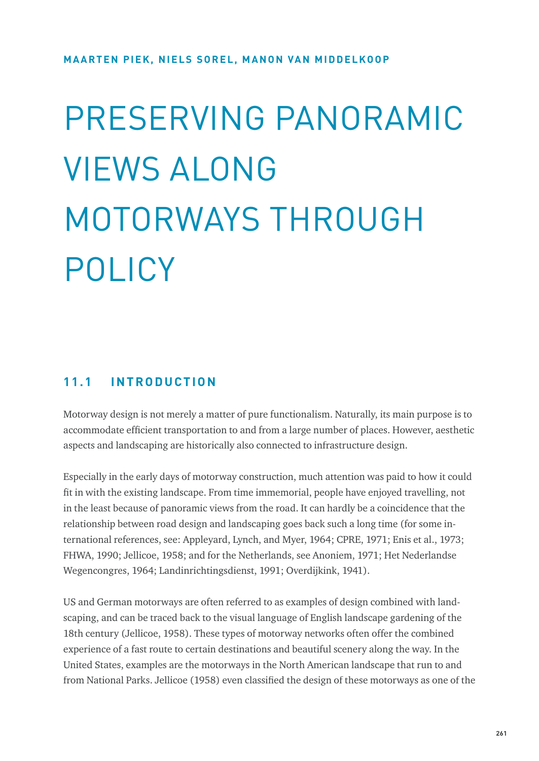MAARTEN PIEK, NIELS SOREL, MANON VAN MIDDELKOOP

# PRESERVING PANORAMIC VIEWS ALONG MOTORWAYS THROUGH POLICY

## 11.1 INTRODUCTION

Motorway design is not merely a matter of pure functionalism. Naturally, its main purpose is to accommodate efficient transportation to and from a large number of places. However, aesthetic aspects and landscaping are historically also connected to infrastructure design.

Especially in the early days of motorway construction, much attention was paid to how it could fit in with the existing landscape. From time immemorial, people have enjoyed travelling, not in the least because of panoramic views from the road. It can hardly be a coincidence that the relationship between road design and landscaping goes back such a long time (for some international references, see: Appleyard, Lynch, and Myer, 1964; CPRE, 1971; Enis et al., 1973; FHWA, 1990; Jellicoe, 1958; and for the Netherlands, see Anoniem, 1971; Het Nederlandse Wegencongres, 1964; Landinrichtingsdienst, 1991; Overdijkink, 1941).

US and German motorways are often referred to as examples of design combined with landscaping, and can be traced back to the visual language of English landscape gardening of the 18th century (Jellicoe, 1958). These types of motorway networks often offer the combined experience of a fast route to certain destinations and beautiful scenery along the way. In the United States, examples are the motorways in the North American landscape that run to and from National Parks. Jellicoe (1958) even classified the design of these motorways as one of the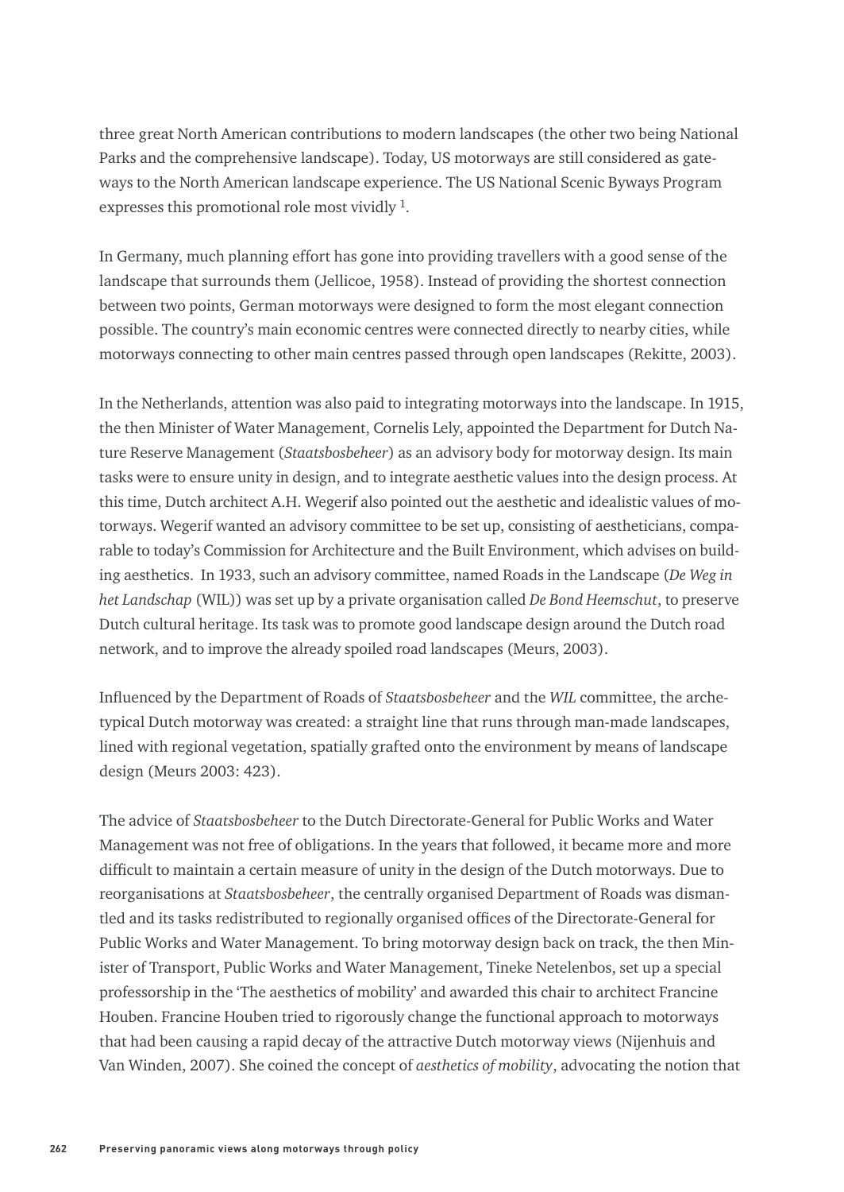three great North American contributions to modern landscapes (the other two being National Parks and the comprehensive landscape). Today, US motorways are still considered as gateways to the North American landscape experience. The US National Scenic Byways Program expresses this promotional role most vividly [1].

In Germany, much planning effort has gone into providing travellers with a good sense of the landscape that surrounds them (Jellicoe, 1958). Instead of providing the shortest connection between two points, German motorways were designed to form the most elegant connection possible. The country's main economic centres were connected directly to nearby cities, while motorways connecting to other main centres passed through open landscapes (Rekitte, 2003).

In the Netherlands, attention was also paid to integrating motorways into the landscape. In 1915, the then Minister of Water Management, Cornelis Lely, appointed the Department for Dutch Nature Reserve Management (*Staatsbosbeheer*) as an advisory body for motorway design. Its main tasks were to ensure unity in design, and to integrate aesthetic values into the design process. At this time, Dutch architect A.H. Wegerif also pointed out the aesthetic and idealistic values of motorways. Wegerif wanted an advisory committee to be set up, consisting of aestheticians, comparable to today's Commission for Architecture and the Built Environment, which advises on building aesthetics. In 1933, such an advisory committee, named Roads in the Landscape (*De Weg in het Landschap* (WIL)) was set up by a private organisation called *De Bond Heemschut*, to preserve Dutch cultural heritage. Its task was to promote good landscape design around the Dutch road network, and to improve the already spoiled road landscapes (Meurs, 2003).

Influenced by the Department of Roads of *Staatsbosbeheer* and the *WIL* committee, the archetypical Dutch motorway was created: a straight line that runs through man-made landscapes, lined with regional vegetation, spatially grafted onto the environment by means of landscape design (Meurs 2003: 423).

The advice of *Staatsbosbeheer* to the Dutch Directorate-General for Public Works and Water Management was not free of obligations. In the years that followed, it became more and more difficult to maintain a certain measure of unity in the design of the Dutch motorways. Due to reorganisations at *Staatsbosbeheer*, the centrally organised Department of Roads was dismantled and its tasks redistributed to regionally organised offices of the Directorate-General for Public Works and Water Management. To bring motorway design back on track, the then Minister of Transport, Public Works and Water Management, Tineke Netelenbos, set up a special professorship in the 'The aesthetics of mobility' and awarded this chair to architect Francine Houben. Francine Houben tried to rigorously change the functional approach to motorways that had been causing a rapid decay of the attractive Dutch motorway views (Nijenhuis and Van Winden, 2007). She coined the concept of *aesthetics of mobility*, advocating the notion that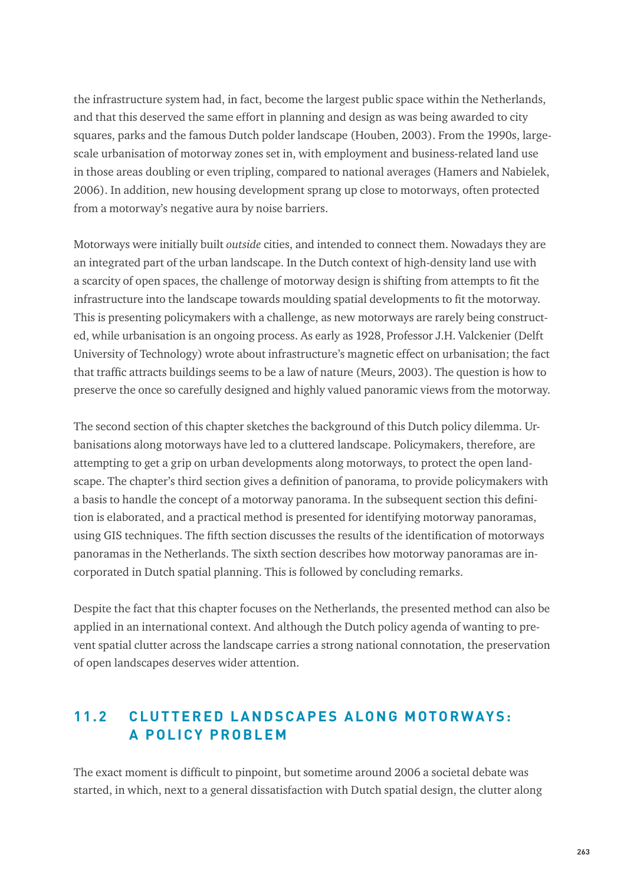the infrastructure system had, in fact, become the largest public space within the Netherlands, and that this deserved the same effort in planning and design as was being awarded to city squares, parks and the famous Dutch polder landscape (Houben, 2003). From the 1990s, large-scale urbanisation of motorway zones set in, with employment and business-related land use in those areas doubling or even tripling, compared to national averages (Hamers and Nabielek, 2006). In addition, new housing development sprang up close to motorways, often protected from a motorway's negative aura by noise barriers.

Motorways were initially built *outside* cities, and intended to connect them. Nowadays they are an integrated part of the urban landscape. In the Dutch context of high-density land use with a scarcity of open spaces, the challenge of motorway design is shifting from attempts to fit the infrastructure into the landscape towards moulding spatial developments to fit the motorway. This is presenting policymakers with a challenge, as new motorways are rarely being constructed, while urbanisation is an ongoing process. As early as 1928, Professor J.H. Valckenier (Delft University of Technology) wrote about infrastructure's magnetic effect on urbanisation; the fact that traffic attracts buildings seems to be a law of nature (Meurs, 2003). The question is how to preserve the once so carefully designed and highly valued panoramic views from the motorway.

The second section of this chapter sketches the background of this Dutch policy dilemma. Urbanisations along motorways have led to a cluttered landscape. Policymakers, therefore, are attempting to get a grip on urban developments along motorways, to protect the open landscape. The chapter's third section gives a definition of panorama, to provide policymakers with a basis to handle the concept of a motorway panorama. In the subsequent section this definition is elaborated, and a practical method is presented for identifying motorway panoramas, using GIS techniques. The fifth section discusses the results of the identification of motorways panoramas in the Netherlands. The sixth section describes how motorway panoramas are incorporated in Dutch spatial planning. This is followed by concluding remarks.

Despite the fact that this chapter focuses on the Netherlands, the presented method can also be applied in an international context. And although the Dutch policy agenda of wanting to prevent spatial clutter across the landscape carries a strong national connotation, the preservation of open landscapes deserves wider attention.

## 11.2 CLUTTERED LANDSCAPES ALONG MOTORWAYS: A POLICY PROBLEM

The exact moment is difficult to pinpoint, but sometime around 2006 a societal debate was started, in which, next to a general dissatisfaction with Dutch spatial design, the clutter along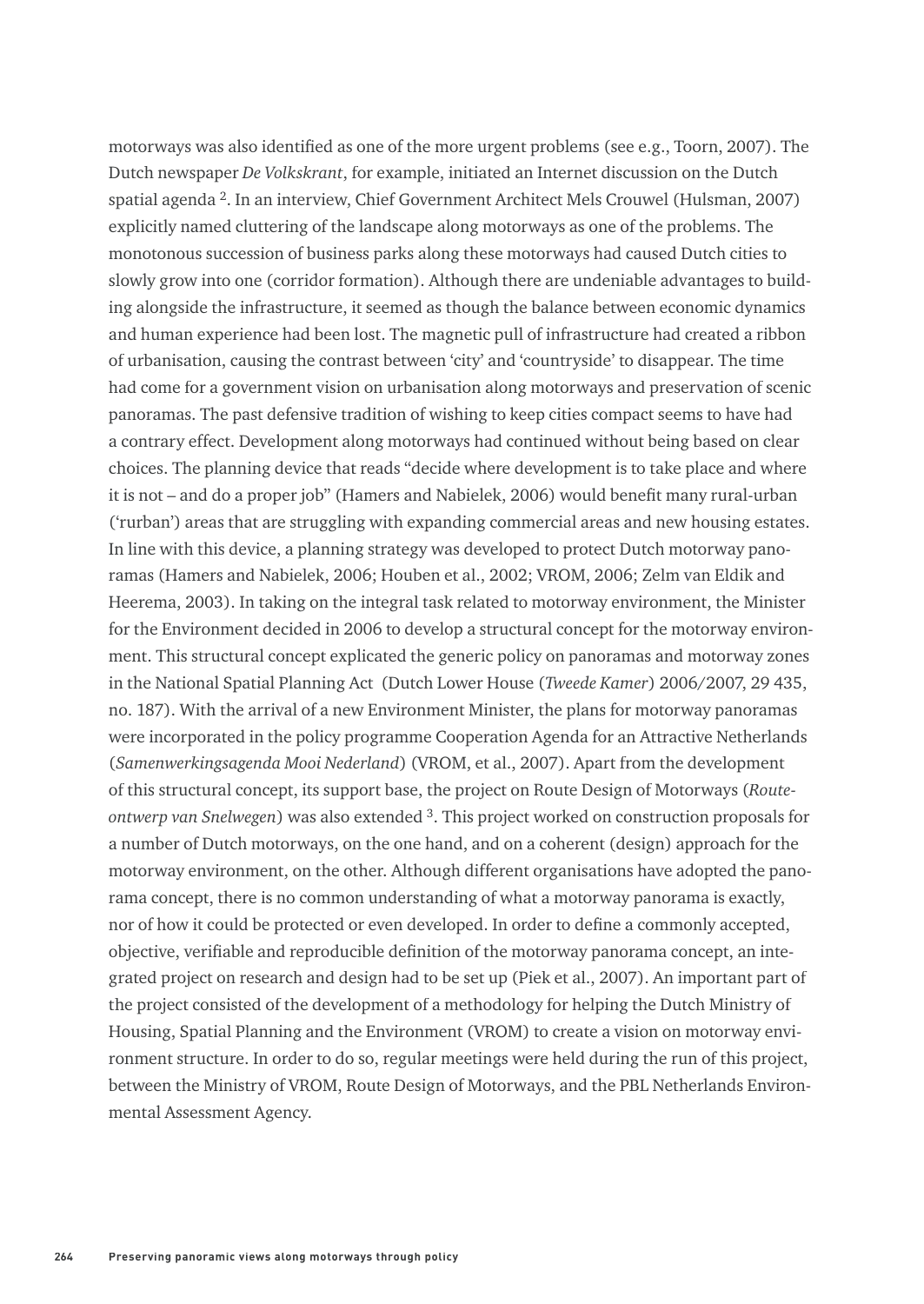motorways was also identified as one of the more urgent problems (see e.g., Toorn, 2007). The Dutch newspaper *De Volkskrant*, for example, initiated an Internet discussion on the Dutch spatial agenda [2]. In an interview, Chief Government Architect Mels Crouwel (Hulsman, 2007) explicitly named cluttering of the landscape along motorways as one of the problems. The monotonous succession of business parks along these motorways had caused Dutch cities to slowly grow into one (corridor formation). Although there are undeniable advantages to building alongside the infrastructure, it seemed as though the balance between economic dynamics and human experience had been lost. The magnetic pull of infrastructure had created a ribbon of urbanisation, causing the contrast between 'city' and 'countryside' to disappear. The time had come for a government vision on urbanisation along motorways and preservation of scenic panoramas. The past defensive tradition of wishing to keep cities compact seems to have had a contrary effect. Development along motorways had continued without being based on clear choices. The planning device that reads "decide where development is to take place and where it is not – and do a proper job" (Hamers and Nabielek, 2006) would benefit many rural-urban ('rurban') areas that are struggling with expanding commercial areas and new housing estates. In line with this device, a planning strategy was developed to protect Dutch motorway panoramas (Hamers and Nabielek, 2006; Houben et al., 2002; VROM, 2006; Zelm van Eldik and Heerema, 2003). In taking on the integral task related to motorway environment, the Minister for the Environment decided in 2006 to develop a structural concept for the motorway environment. This structural concept explicated the generic policy on panoramas and motorway zones in the National Spatial Planning Act (Dutch Lower House (*Tweede Kamer*) 2006/2007, 29 435, no. 187). With the arrival of a new Environment Minister, the plans for motorway panoramas were incorporated in the policy programme Cooperation Agenda for an Attractive Netherlands (*Samenwerkingsagenda Mooi Nederland*) (VROM, et al., 2007). Apart from the development of this structural concept, its support base, the project on Route Design of Motorways (*Route-ontwerp van Snelwegen*) was also extended [3]. This project worked on construction proposals for a number of Dutch motorways, on the one hand, and on a coherent (design) approach for the motorway environment, on the other. Although different organisations have adopted the panorama concept, there is no common understanding of what a motorway panorama is exactly, nor of how it could be protected or even developed. In order to define a commonly accepted, objective, verifiable and reproducible definition of the motorway panorama concept, an integrated project on research and design had to be set up (Piek et al., 2007). An important part of the project consisted of the development of a methodology for helping the Dutch Ministry of Housing, Spatial Planning and the Environment (VROM) to create a vision on motorway environment structure. In order to do so, regular meetings were held during the run of this project, between the Ministry of VROM, Route Design of Motorways, and the PBL Netherlands Environmental Assessment Agency.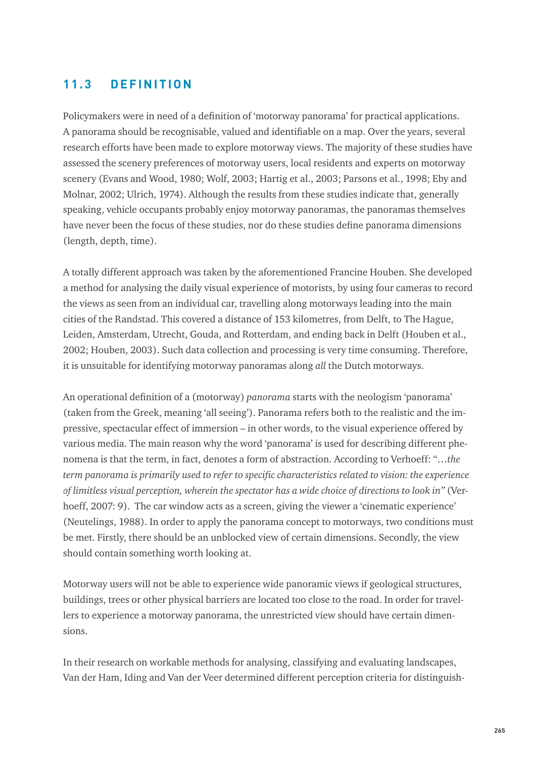## 11.3 DEFINITION

Policymakers were in need of a definition of 'motorway panorama' for practical applications. A panorama should be recognisable, valued and identifiable on a map. Over the years, several research efforts have been made to explore motorway views. The majority of these studies have assessed the scenery preferences of motorway users, local residents and experts on motorway scenery (Evans and Wood, 1980; Wolf, 2003; Hartig et al., 2003; Parsons et al., 1998; Eby and Molnar, 2002; Ulrich, 1974). Although the results from these studies indicate that, generally speaking, vehicle occupants probably enjoy motorway panoramas, the panoramas themselves have never been the focus of these studies, nor do these studies define panorama dimensions (length, depth, time).

A totally different approach was taken by the aforementioned Francine Houben. She developed a method for analysing the daily visual experience of motorists, by using four cameras to record the views as seen from an individual car, travelling along motorways leading into the main cities of the Randstad. This covered a distance of 153 kilometres, from Delft, to The Hague, Leiden, Amsterdam, Utrecht, Gouda, and Rotterdam, and ending back in Delft (Houben et al., 2002; Houben, 2003). Such data collection and processing is very time consuming. Therefore, it is unsuitable for identifying motorway panoramas along *all* the Dutch motorways.

An operational definition of a (motorway) *panorama* starts with the neologism 'panorama' (taken from the Greek, meaning 'all seeing'). Panorama refers both to the realistic and the impressive, spectacular effect of immersion – in other words, to the visual experience offered by various media. The main reason why the word 'panorama' is used for describing different phenomena is that the term, in fact, denotes a form of abstraction. According to Verhoeff: "*…the term panorama is primarily used to refer to specific characteristics related to vision: the experience of limitless visual perception, wherein the spectator has a wide choice of directions to look in"* (Verhoeff, 2007: 9). The car window acts as a screen, giving the viewer a 'cinematic experience' (Neutelings, 1988). In order to apply the panorama concept to motorways, two conditions must be met. Firstly, there should be an unblocked view of certain dimensions. Secondly, the view should contain something worth looking at.

Motorway users will not be able to experience wide panoramic views if geological structures, buildings, trees or other physical barriers are located too close to the road. In order for travellers to experience a motorway panorama, the unrestricted view should have certain dimensions.

In their research on workable methods for analysing, classifying and evaluating landscapes, Van der Ham, Iding and Van der Veer determined different perception criteria for distinguish-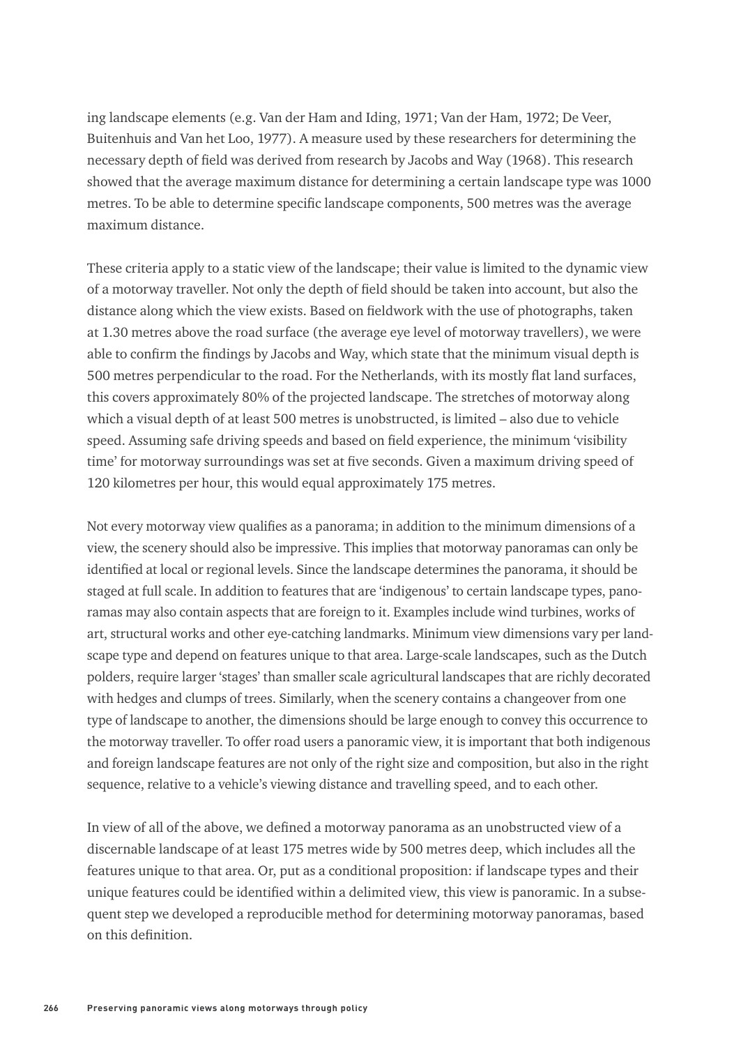ing landscape elements (e.g. Van der Ham and Iding, 1971; Van der Ham, 1972; De Veer, Buitenhuis and Van het Loo, 1977). A measure used by these researchers for determining the necessary depth of field was derived from research by Jacobs and Way (1968). This research showed that the average maximum distance for determining a certain landscape type was 1000 metres. To be able to determine specific landscape components, 500 metres was the average maximum distance.

These criteria apply to a static view of the landscape; their value is limited to the dynamic view of a motorway traveller. Not only the depth of field should be taken into account, but also the distance along which the view exists. Based on fieldwork with the use of photographs, taken at 1.30 metres above the road surface (the average eye level of motorway travellers), we were able to confirm the findings by Jacobs and Way, which state that the minimum visual depth is 500 metres perpendicular to the road. For the Netherlands, with its mostly flat land surfaces, this covers approximately 80% of the projected landscape. The stretches of motorway along which a visual depth of at least 500 metres is unobstructed, is limited – also due to vehicle speed. Assuming safe driving speeds and based on field experience, the minimum 'visibility time' for motorway surroundings was set at five seconds. Given a maximum driving speed of 120 kilometres per hour, this would equal approximately 175 metres.

Not every motorway view qualifies as a panorama; in addition to the minimum dimensions of a view, the scenery should also be impressive. This implies that motorway panoramas can only be identified at local or regional levels. Since the landscape determines the panorama, it should be staged at full scale. In addition to features that are 'indigenous' to certain landscape types, panoramas may also contain aspects that are foreign to it. Examples include wind turbines, works of art, structural works and other eye-catching landmarks. Minimum view dimensions vary per landscape type and depend on features unique to that area. Large-scale landscapes, such as the Dutch polders, require larger 'stages' than smaller scale agricultural landscapes that are richly decorated with hedges and clumps of trees. Similarly, when the scenery contains a changeover from one type of landscape to another, the dimensions should be large enough to convey this occurrence to the motorway traveller. To offer road users a panoramic view, it is important that both indigenous and foreign landscape features are not only of the right size and composition, but also in the right sequence, relative to a vehicle's viewing distance and travelling speed, and to each other.

In view of all of the above, we defined a motorway panorama as an unobstructed view of a discernable landscape of at least 175 metres wide by 500 metres deep, which includes all the features unique to that area. Or, put as a conditional proposition: if landscape types and their unique features could be identified within a delimited view, this view is panoramic. In a subsequent step we developed a reproducible method for determining motorway panoramas, based on this definition.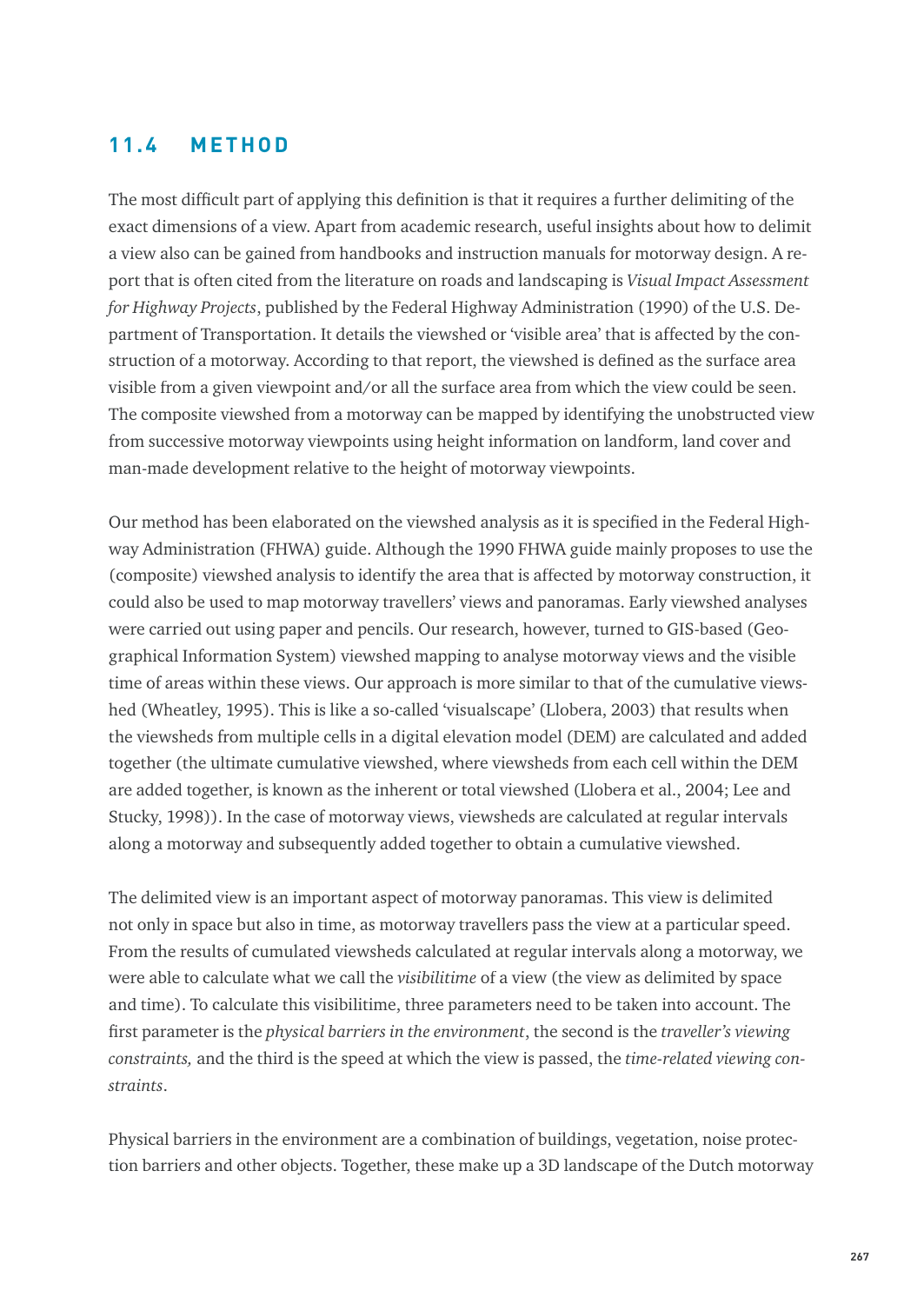## 11.4 METHOD

The most difficult part of applying this definition is that it requires a further delimiting of the exact dimensions of a view. Apart from academic research, useful insights about how to delimit a view also can be gained from handbooks and instruction manuals for motorway design. A report that is often cited from the literature on roads and landscaping is *Visual Impact Assessment for Highway Projects*, published by the Federal Highway Administration (1990) of the U.S. Department of Transportation. It details the viewshed or 'visible area' that is affected by the construction of a motorway. According to that report, the viewshed is defined as the surface area visible from a given viewpoint and/or all the surface area from which the view could be seen. The composite viewshed from a motorway can be mapped by identifying the unobstructed view from successive motorway viewpoints using height information on landform, land cover and man-made development relative to the height of motorway viewpoints.

Our method has been elaborated on the viewshed analysis as it is specified in the Federal Highway Administration (FHWA) guide. Although the 1990 FHWA guide mainly proposes to use the (composite) viewshed analysis to identify the area that is affected by motorway construction, it could also be used to map motorway travellers' views and panoramas. Early viewshed analyses were carried out using paper and pencils. Our research, however, turned to GIS-based (Geographical Information System) viewshed mapping to analyse motorway views and the visible time of areas within these views. Our approach is more similar to that of the cumulative viewshed (Wheatley, 1995). This is like a so-called 'visualscape' (Llobera, 2003) that results when the viewsheds from multiple cells in a digital elevation model (DEM) are calculated and added together (the ultimate cumulative viewshed, where viewsheds from each cell within the DEM are added together, is known as the inherent or total viewshed (Llobera et al., 2004; Lee and Stucky, 1998)). In the case of motorway views, viewsheds are calculated at regular intervals along a motorway and subsequently added together to obtain a cumulative viewshed.

The delimited view is an important aspect of motorway panoramas. This view is delimited not only in space but also in time, as motorway travellers pass the view at a particular speed. From the results of cumulated viewsheds calculated at regular intervals along a motorway, we were able to calculate what we call the *visibilitime* of a view (the view as delimited by space and time). To calculate this visibilitime, three parameters need to be taken into account. The first parameter is the *physical barriers in the environment*, the second is the *traveller's viewing constraints,* and the third is the speed at which the view is passed, the *time-related viewing constraints*.

Physical barriers in the environment are a combination of buildings, vegetation, noise protection barriers and other objects. Together, these make up a 3D landscape of the Dutch motorway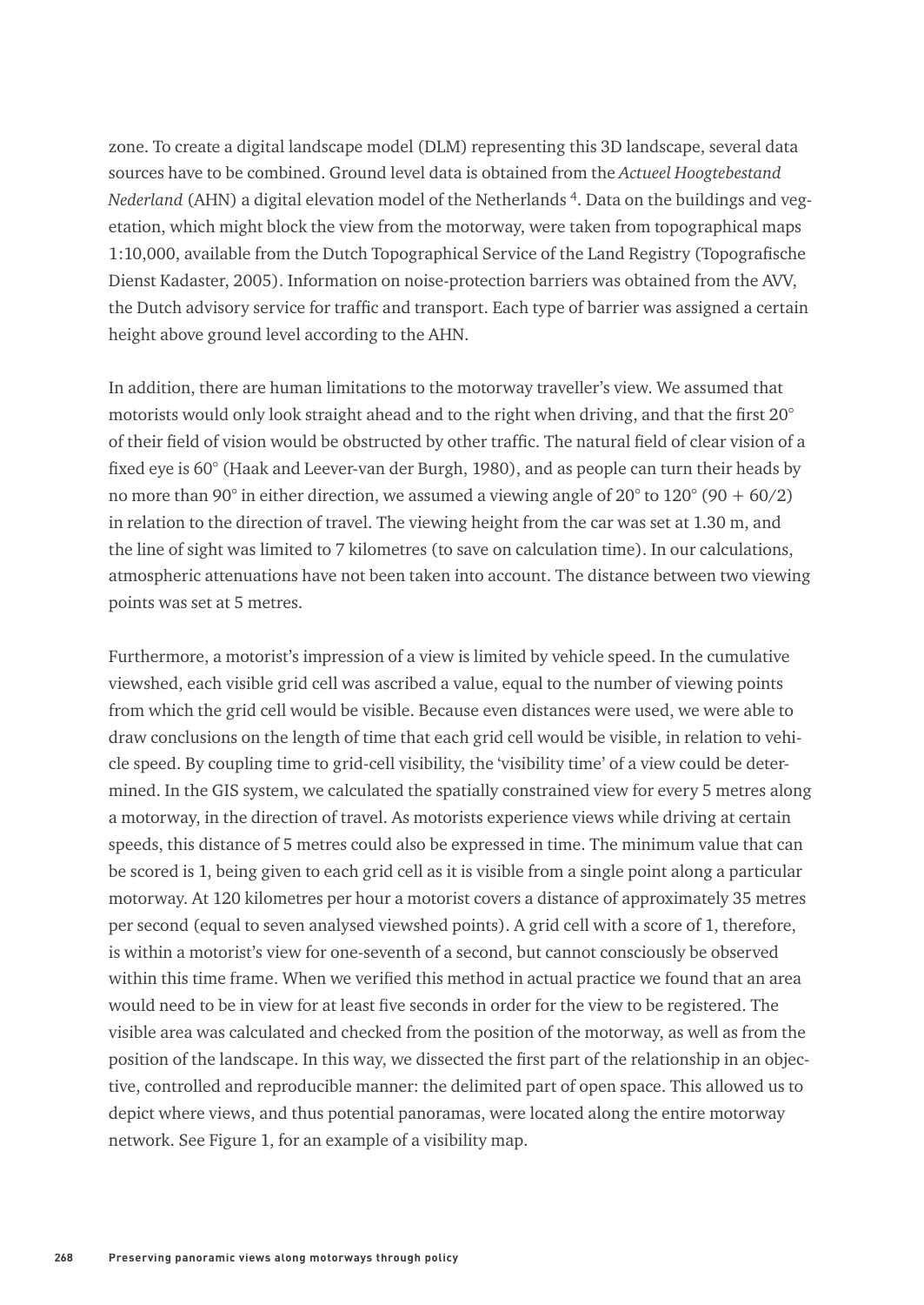zone. To create a digital landscape model (DLM) representing this 3D landscape, several data sources have to be combined. Ground level data is obtained from the *Actueel Hoogtebestand Nederland* (AHN) a digital elevation model of the Netherlands [4]. Data on the buildings and vegetation, which might block the view from the motorway, were taken from topographical maps 1:10,000, available from the Dutch Topographical Service of the Land Registry (Topografische Dienst Kadaster, 2005). Information on noise-protection barriers was obtained from the AVV, the Dutch advisory service for traffic and transport. Each type of barrier was assigned a certain height above ground level according to the AHN.

In addition, there are human limitations to the motorway traveller's view. We assumed that motorists would only look straight ahead and to the right when driving, and that the first 20° of their field of vision would be obstructed by other traffic. The natural field of clear vision of a fixed eye is 60° (Haak and Leever-van der Burgh, 1980), and as people can turn their heads by no more than 90° in either direction, we assumed a viewing angle of 20° to 120° (90 + 60/2) in relation to the direction of travel. The viewing height from the car was set at 1.30 m, and the line of sight was limited to 7 kilometres (to save on calculation time). In our calculations, atmospheric attenuations have not been taken into account. The distance between two viewing points was set at 5 metres.

Furthermore, a motorist's impression of a view is limited by vehicle speed. In the cumulative viewshed, each visible grid cell was ascribed a value, equal to the number of viewing points from which the grid cell would be visible. Because even distances were used, we were able to draw conclusions on the length of time that each grid cell would be visible, in relation to vehicle speed. By coupling time to grid-cell visibility, the 'visibility time' of a view could be determined. In the GIS system, we calculated the spatially constrained view for every 5 metres along a motorway, in the direction of travel. As motorists experience views while driving at certain speeds, this distance of 5 metres could also be expressed in time. The minimum value that can be scored is 1, being given to each grid cell as it is visible from a single point along a particular motorway. At 120 kilometres per hour a motorist covers a distance of approximately 35 metres per second (equal to seven analysed viewshed points). A grid cell with a score of 1, therefore, is within a motorist's view for one-seventh of a second, but cannot consciously be observed within this time frame. When we verified this method in actual practice we found that an area would need to be in view for at least five seconds in order for the view to be registered. The visible area was calculated and checked from the position of the motorway, as well as from the position of the landscape. In this way, we dissected the first part of the relationship in an objective, controlled and reproducible manner: the delimited part of open space. This allowed us to depict where views, and thus potential panoramas, were located along the entire motorway network. See Figure 1, for an example of a visibility map.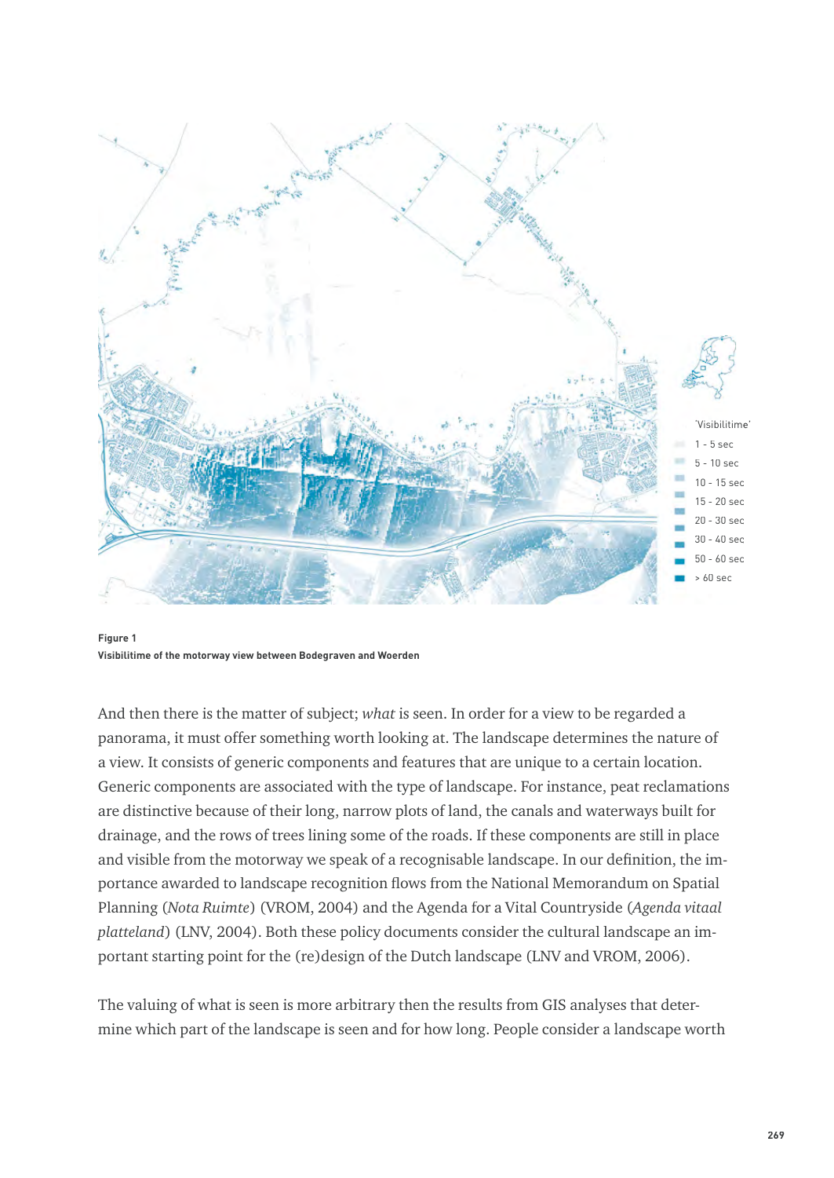**Figure 1**
**Visibilitime of the motorway view between Bodegraven and Woerden**

And then there is the matter of subject; *what* is seen. In order for a view to be regarded a panorama, it must offer something worth looking at. The landscape determines the nature of a view. It consists of generic components and features that are unique to a certain location. Generic components are associated with the type of landscape. For instance, peat reclamations are distinctive because of their long, narrow plots of land, the canals and waterways built for drainage, and the rows of trees lining some of the roads. If these components are still in place and visible from the motorway we speak of a recognisable landscape. In our definition, the importance awarded to landscape recognition flows from the National Memorandum on Spatial Planning (*Nota Ruimte*) (VROM, 2004) and the Agenda for a Vital Countryside (*Agenda vitaal platteland*) (LNV, 2004). Both these policy documents consider the cultural landscape an important starting point for the (re)design of the Dutch landscape (LNV and VROM, 2006).

The valuing of what is seen is more arbitrary then the results from GIS analyses that determine which part of the landscape is seen and for how long. People consider a landscape worth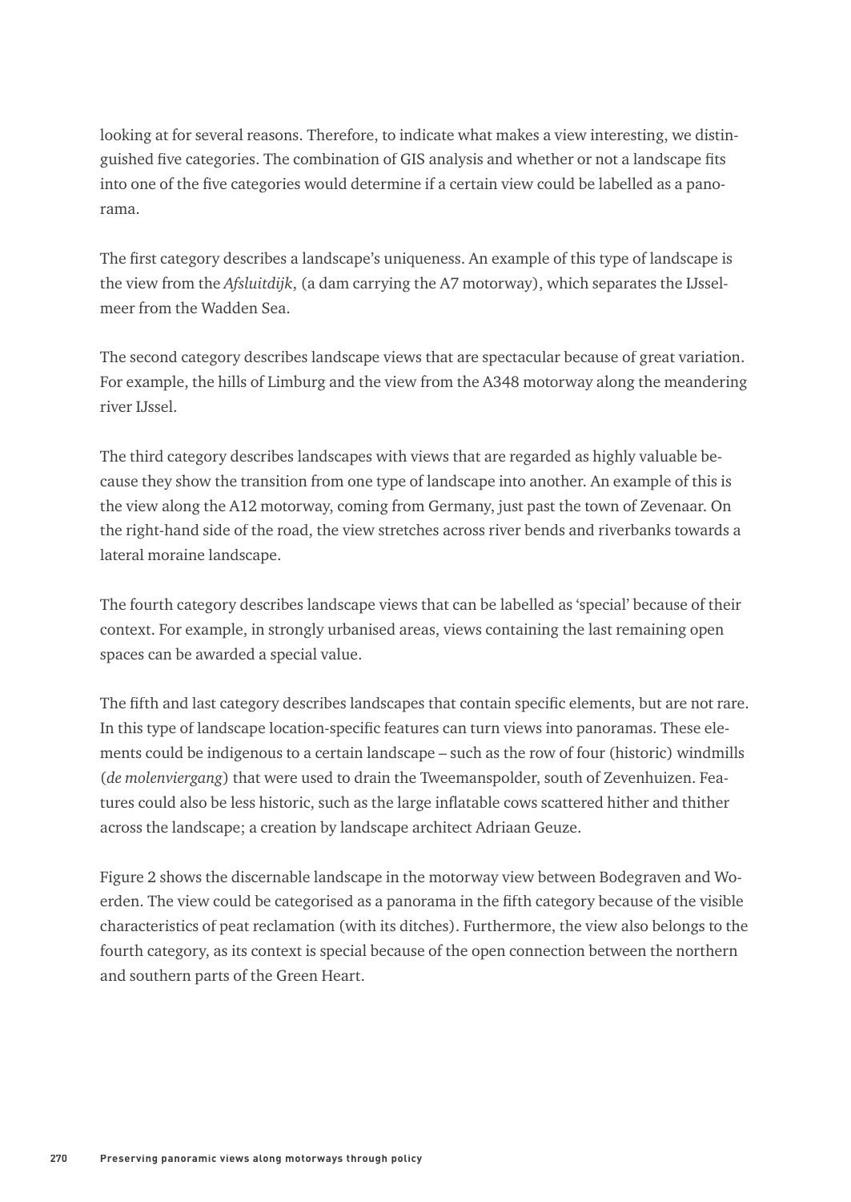looking at for several reasons. Therefore, to indicate what makes a view interesting, we distinguished five categories. The combination of GIS analysis and whether or not a landscape fits into one of the five categories would determine if a certain view could be labelled as a panorama.

The first category describes a landscape's uniqueness. An example of this type of landscape is the view from the *Afsluitdijk*, (a dam carrying the A7 motorway), which separates the IJsselmeer from the Wadden Sea.

The second category describes landscape views that are spectacular because of great variation. For example, the hills of Limburg and the view from the A348 motorway along the meandering river IJssel.

The third category describes landscapes with views that are regarded as highly valuable because they show the transition from one type of landscape into another. An example of this is the view along the A12 motorway, coming from Germany, just past the town of Zevenaar. On the right-hand side of the road, the view stretches across river bends and riverbanks towards a lateral moraine landscape.

The fourth category describes landscape views that can be labelled as 'special' because of their context. For example, in strongly urbanised areas, views containing the last remaining open spaces can be awarded a special value.

The fifth and last category describes landscapes that contain specific elements, but are not rare. In this type of landscape location-specific features can turn views into panoramas. These elements could be indigenous to a certain landscape – such as the row of four (historic) windmills (*de molenviergang*) that were used to drain the Tweemanspolder, south of Zevenhuizen. Features could also be less historic, such as the large inflatable cows scattered hither and thither across the landscape; a creation by landscape architect Adriaan Geuze.

Figure 2 shows the discernable landscape in the motorway view between Bodegraven and Woerden. The view could be categorised as a panorama in the fifth category because of the visible characteristics of peat reclamation (with its ditches). Furthermore, the view also belongs to the fourth category, as its context is special because of the open connection between the northern and southern parts of the Green Heart.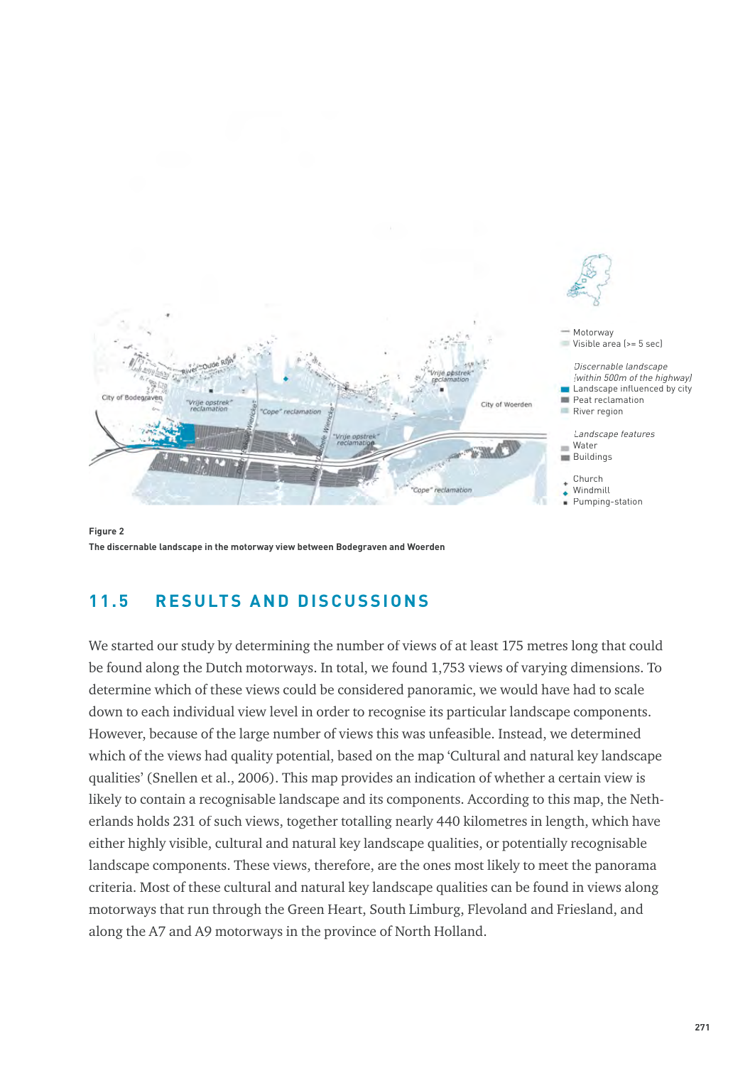**Figure 2**
**The discernable landscape in the motorway view between Bodegraven and Woerden**

## 11.5 RESULTS AND DISCUSSIONS

We started our study by determining the number of views of at least 175 metres long that could be found along the Dutch motorways. In total, we found 1,753 views of varying dimensions. To determine which of these views could be considered panoramic, we would have had to scale down to each individual view level in order to recognise its particular landscape components. However, because of the large number of views this was unfeasible. Instead, we determined which of the views had quality potential, based on the map 'Cultural and natural key landscape qualities' (Snellen et al., 2006). This map provides an indication of whether a certain view is likely to contain a recognisable landscape and its components. According to this map, the Netherlands holds 231 of such views, together totalling nearly 440 kilometres in length, which have either highly visible, cultural and natural key landscape qualities, or potentially recognisable landscape components. These views, therefore, are the ones most likely to meet the panorama criteria. Most of these cultural and natural key landscape qualities can be found in views along motorways that run through the Green Heart, South Limburg, Flevoland and Friesland, and along the A7 and A9 motorways in the province of North Holland.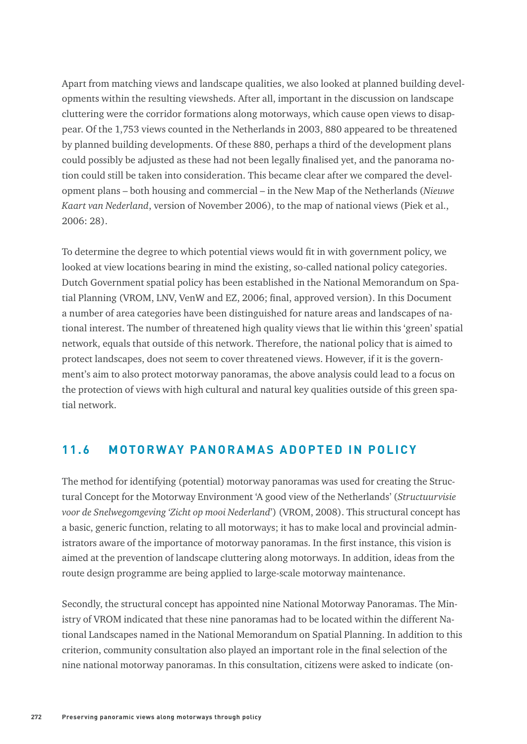Apart from matching views and landscape qualities, we also looked at planned building developments within the resulting viewsheds. After all, important in the discussion on landscape cluttering were the corridor formations along motorways, which cause open views to disappear. Of the 1,753 views counted in the Netherlands in 2003, 880 appeared to be threatened by planned building developments. Of these 880, perhaps a third of the development plans could possibly be adjusted as these had not been legally finalised yet, and the panorama notion could still be taken into consideration. This became clear after we compared the development plans – both housing and commercial – in the New Map of the Netherlands (*Nieuwe Kaart van Nederland*, version of November 2006), to the map of national views (Piek et al., 2006: 28).

To determine the degree to which potential views would fit in with government policy, we looked at view locations bearing in mind the existing, so-called national policy categories. Dutch Government spatial policy has been established in the National Memorandum on Spatial Planning (VROM, LNV, VenW and EZ, 2006; final, approved version). In this Document a number of area categories have been distinguished for nature areas and landscapes of national interest. The number of threatened high quality views that lie within this 'green' spatial network, equals that outside of this network. Therefore, the national policy that is aimed to protect landscapes, does not seem to cover threatened views. However, if it is the government's aim to also protect motorway panoramas, the above analysis could lead to a focus on the protection of views with high cultural and natural key qualities outside of this green spatial network.

## 11.6 MOTORWAY PANORAMAS ADOPTED IN POLICY

The method for identifying (potential) motorway panoramas was used for creating the Structural Concept for the Motorway Environment 'A good view of the Netherlands' (*Structuurvisie voor de Snelwegomgeving 'Zicht op mooi Nederland'*) (VROM, 2008). This structural concept has a basic, generic function, relating to all motorways; it has to make local and provincial administrators aware of the importance of motorway panoramas. In the first instance, this vision is aimed at the prevention of landscape cluttering along motorways. In addition, ideas from the route design programme are being applied to large-scale motorway maintenance.

Secondly, the structural concept has appointed nine National Motorway Panoramas. The Ministry of VROM indicated that these nine panoramas had to be located within the different National Landscapes named in the National Memorandum on Spatial Planning. In addition to this criterion, community consultation also played an important role in the final selection of the nine national motorway panoramas. In this consultation, citizens were asked to indicate (on-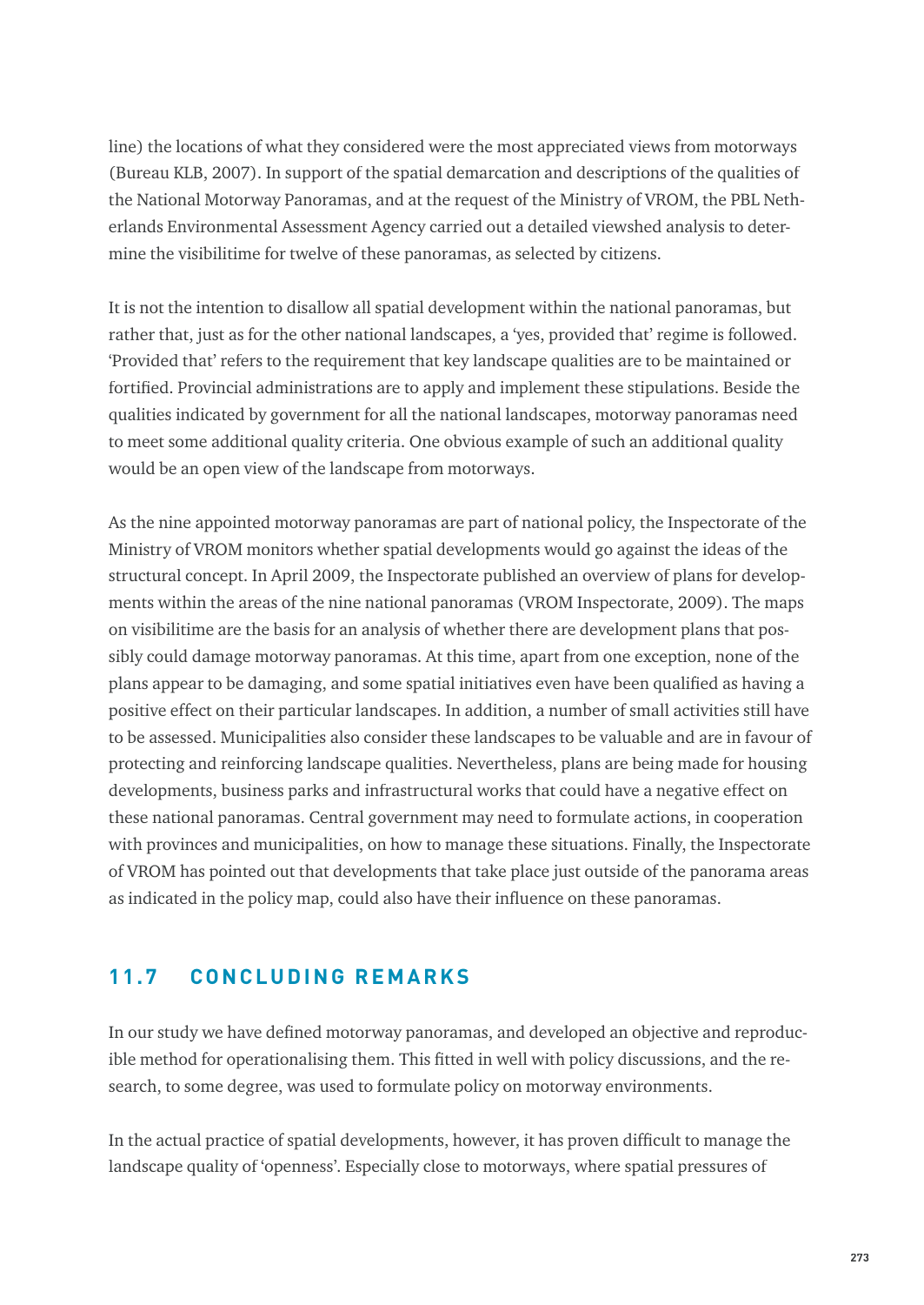line) the locations of what they considered were the most appreciated views from motorways (Bureau KLB, 2007). In support of the spatial demarcation and descriptions of the qualities of the National Motorway Panoramas, and at the request of the Ministry of VROM, the PBL Netherlands Environmental Assessment Agency carried out a detailed viewshed analysis to determine the visibilitime for twelve of these panoramas, as selected by citizens.

It is not the intention to disallow all spatial development within the national panoramas, but rather that, just as for the other national landscapes, a 'yes, provided that' regime is followed. 'Provided that' refers to the requirement that key landscape qualities are to be maintained or fortified. Provincial administrations are to apply and implement these stipulations. Beside the qualities indicated by government for all the national landscapes, motorway panoramas need to meet some additional quality criteria. One obvious example of such an additional quality would be an open view of the landscape from motorways.

As the nine appointed motorway panoramas are part of national policy, the Inspectorate of the Ministry of VROM monitors whether spatial developments would go against the ideas of the structural concept. In April 2009, the Inspectorate published an overview of plans for developments within the areas of the nine national panoramas (VROM Inspectorate, 2009). The maps on visibilitime are the basis for an analysis of whether there are development plans that possibly could damage motorway panoramas. At this time, apart from one exception, none of the plans appear to be damaging, and some spatial initiatives even have been qualified as having a positive effect on their particular landscapes. In addition, a number of small activities still have to be assessed. Municipalities also consider these landscapes to be valuable and are in favour of protecting and reinforcing landscape qualities. Nevertheless, plans are being made for housing developments, business parks and infrastructural works that could have a negative effect on these national panoramas. Central government may need to formulate actions, in cooperation with provinces and municipalities, on how to manage these situations. Finally, the Inspectorate of VROM has pointed out that developments that take place just outside of the panorama areas as indicated in the policy map, could also have their influence on these panoramas.

## 11.7 CONCLUDING REMARKS

In our study we have defined motorway panoramas, and developed an objective and reproducible method for operationalising them. This fitted in well with policy discussions, and the research, to some degree, was used to formulate policy on motorway environments.

In the actual practice of spatial developments, however, it has proven difficult to manage the landscape quality of 'openness'. Especially close to motorways, where spatial pressures of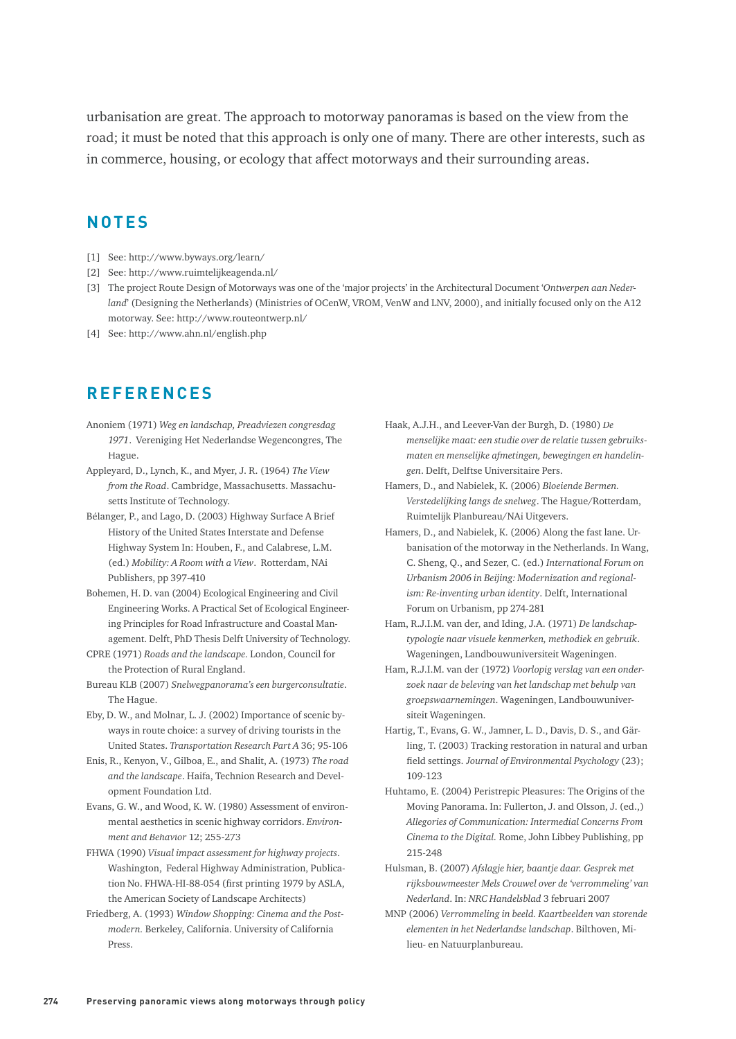urbanisation are great. The approach to motorway panoramas is based on the view from the road; it must be noted that this approach is only one of many. There are other interests, such as in commerce, housing, or ecology that affect motorways and their surrounding areas.

## NOTES

[1] See: http://www.byways.org/learn/

[2] See: http://www.ruimtelijkeagenda.nl/

[3] The project Route Design of Motorways was one of the 'major projects' in the Architectural Document '*Ontwerpen aan Nederland*' (Designing the Netherlands) (Ministries of OCenW, VROM, VenW and LNV, 2000), and initially focused only on the A12 motorway. See: http://www.routeontwerp.nl/

[4] See: http://www.ahn.nl/english.php

## REFERENCES

Anoniem (1971) *Weg en landschap, Preadviezen congresdag 1971*. Vereniging Het Nederlandse Wegencongres, The Hague.

Appleyard, D., Lynch, K., and Myer, J. R. (1964) *The View from the Road*. Cambridge, Massachusetts. Massachusetts Institute of Technology.

Bélanger, P., and Lago, D. (2003) Highway Surface A Brief History of the United States Interstate and Defense Highway System In: Houben, F., and Calabrese, L.M. (ed.) *Mobility: A Room with a View*. Rotterdam, NAi Publishers, pp 397-410

Bohemen, H. D. van (2004) Ecological Engineering and Civil Engineering Works. A Practical Set of Ecological Engineering Principles for Road Infrastructure and Coastal Management. Delft, PhD Thesis Delft University of Technology.

CPRE (1971) *Roads and the landscape.* London, Council for the Protection of Rural England.

Bureau KLB (2007) *Snelwegpanorama's een burgerconsultatie*. The Hague.

Eby, D. W., and Molnar, L. J. (2002) Importance of scenic byways in route choice: a survey of driving tourists in the United States. *Transportation Research Part A* 36; 95-106

Enis, R., Kenyon, V., Gilboa, E., and Shalit, A. (1973) *The road and the landscape*. Haifa, Technion Research and Development Foundation Ltd.

Evans, G. W., and Wood, K. W. (1980) Assessment of environmental aesthetics in scenic highway corridors. *Environment and Behavior* 12; 255-273

FHWA (1990) *Visual impact assessment for highway projects*. Washington, Federal Highway Administration, Publication No. FHWA-HI-88-054 (first printing 1979 by ASLA, the American Society of Landscape Architects)

Friedberg, A. (1993) *Window Shopping: Cinema and the Postmodern.* Berkeley, California. University of California Press.

Haak, A.J.H., and Leever-Van der Burgh, D. (1980) *De menselijke maat: een studie over de relatie tussen gebruiksmaten en menselijke afmetingen, bewegingen en handelingen*. Delft, Delftse Universitaire Pers.

Hamers, D., and Nabielek, K. (2006) *Bloeiende Bermen. Verstedelijking langs de snelweg*. The Hague/Rotterdam, Ruimtelijk Planbureau/NAi Uitgevers.

Hamers, D., and Nabielek, K. (2006) Along the fast lane. Urbanisation of the motorway in the Netherlands. In Wang, C. Sheng, Q., and Sezer, C. (ed.) *International Forum on Urbanism 2006 in Beijing: Modernization and regionalism: Re-inventing urban identity*. Delft, International Forum on Urbanism, pp 274-281

Ham, R.J.I.M. van der, and Iding, J.A. (1971) *De landschaptypologie naar visuele kenmerken, methodiek en gebruik*. Wageningen, Landbouwuniversiteit Wageningen.

Ham, R.J.I.M. van der (1972) *Voorlopig verslag van een onderzoek naar de beleving van het landschap met behulp van groepswaarnemingen*. Wageningen, Landbouwuniversiteit Wageningen.

Hartig, T., Evans, G. W., Jamner, L. D., Davis, D. S., and Gärling, T. (2003) Tracking restoration in natural and urban field settings. *Journal of Environmental Psychology* (23); 109-123

Huhtamo, E. (2004) Peristrepic Pleasures: The Origins of the Moving Panorama. In: Fullerton, J. and Olsson, J. (ed.,) *Allegories of Communication: Intermedial Concerns From Cinema to the Digital.* Rome, John Libbey Publishing, pp 215-248

Hulsman, B. (2007) *Afslagje hier, baantje daar. Gesprek met rijksbouwmeester Mels Crouwel over de 'verrommeling' van Nederland*. In: *NRC Handelsblad* 3 februari 2007

MNP (2006) *Verrommeling in beeld. Kaartbeelden van storende elementen in het Nederlandse landschap*. Bilthoven, Milieu- en Natuurplanbureau.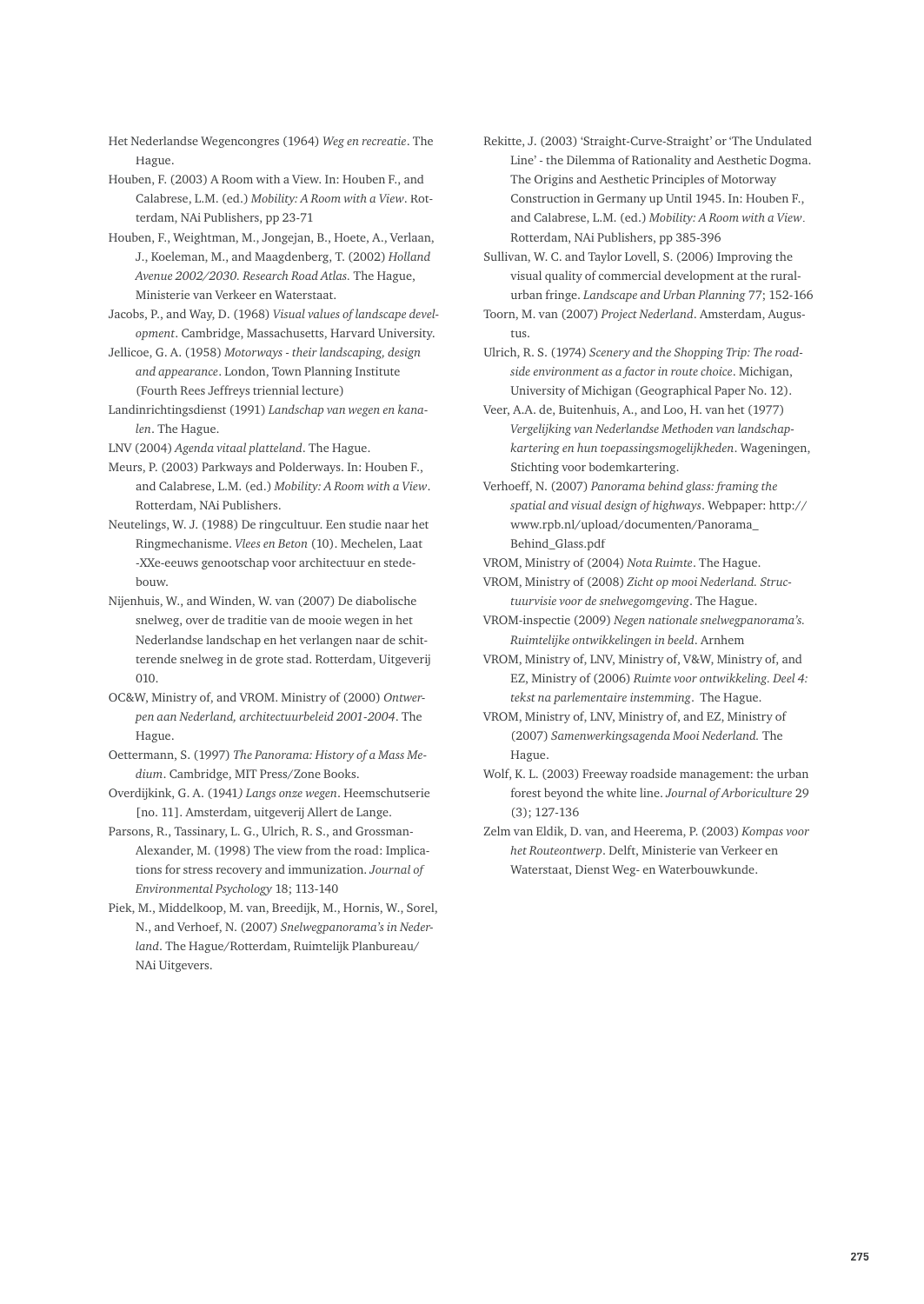Het Nederlandse Wegencongres (1964) *Weg en recreatie*. The Hague.

Houben, F. (2003) A Room with a View. In: Houben F., and Calabrese, L.M. (ed.) *Mobility: A Room with a View*. Rotterdam, NAi Publishers, pp 23-71

Houben, F., Weightman, M., Jongejan, B., Hoete, A., Verlaan, J., Koeleman, M., and Maagdenberg, T. (2002) *Holland Avenue 2002/2030. Research Road Atlas.* The Hague, Ministerie van Verkeer en Waterstaat.

Jacobs, P., and Way, D. (1968) *Visual values of landscape development*. Cambridge, Massachusetts, Harvard University.

Jellicoe, G. A. (1958) *Motorways - their landscaping, design and appearance*. London, Town Planning Institute (Fourth Rees Jeffreys triennial lecture)

Landinrichtingsdienst (1991) *Landschap van wegen en kanalen*. The Hague.

LNV (2004) *Agenda vitaal platteland*. The Hague.

Meurs, P. (2003) Parkways and Polderways. In: Houben F., and Calabrese, L.M. (ed.) *Mobility: A Room with a View*. Rotterdam, NAi Publishers.

Neutelings, W. J. (1988) De ringcultuur. Een studie naar het Ringmechanisme. *Vlees en Beton* (10). Mechelen, Laat -XXe-eeuws genootschap voor architectuur en stedebouw.

Nijenhuis, W., and Winden, W. van (2007) De diabolische snelweg, over de traditie van de mooie wegen in het Nederlandse landschap en het verlangen naar de schitterende snelweg in de grote stad. Rotterdam, Uitgeverij 010.

OC&W, Ministry of, and VROM. Ministry of (2000) *Ontwerpen aan Nederland, architectuurbeleid 2001-2004*. The Hague.

Oettermann, S. (1997) *The Panorama: History of a Mass Medium*. Cambridge, MIT Press/Zone Books.

Overdijkink, G. A. (1941*) Langs onze wegen*. Heemschutserie [no. 11]. Amsterdam, uitgeverij Allert de Lange.

Parsons, R., Tassinary, L. G., Ulrich, R. S., and Grossman-Alexander, M. (1998) The view from the road: Implications for stress recovery and immunization. *Journal of Environmental Psychology* 18; 113-140

Piek, M., Middelkoop, M. van, Breedijk, M., Hornis, W., Sorel, N., and Verhoef, N. (2007) *Snelwegpanorama's in Nederland*. The Hague/Rotterdam, Ruimtelijk Planbureau/ NAi Uitgevers.

Rekitte, J. (2003) 'Straight-Curve-Straight' or 'The Undulated Line' - the Dilemma of Rationality and Aesthetic Dogma. The Origins and Aesthetic Principles of Motorway Construction in Germany up Until 1945. In: Houben F., and Calabrese, L.M. (ed.) *Mobility: A Room with a View*. Rotterdam, NAi Publishers, pp 385-396

Sullivan, W. C. and Taylor Lovell, S. (2006) Improving the visual quality of commercial development at the rural-urban fringe. *Landscape and Urban Planning* 77; 152-166

Toorn, M. van (2007) *Project Nederland*. Amsterdam, Augustus.

Ulrich, R. S. (1974) *Scenery and the Shopping Trip: The roadside environment as a factor in route choice*. Michigan, University of Michigan (Geographical Paper No. 12).

Veer, A.A. de, Buitenhuis, A., and Loo, H. van het (1977) *Vergelijking van Nederlandse Methoden van landschapkartering en hun toepassingsmogelijkheden*. Wageningen, Stichting voor bodemkartering.

Verhoeff, N. (2007) *Panorama behind glass: framing the spatial and visual design of highways*. Webpaper: http://www.rpb.nl/upload/documenten/Panorama_Behind_Glass.pdf

VROM, Ministry of (2004) *Nota Ruimte*. The Hague.

VROM, Ministry of (2008) *Zicht op mooi Nederland. Structuurvisie voor de snelwegomgeving*. The Hague.

VROM-inspectie (2009) *Negen nationale snelwegpanorama's. Ruimtelijke ontwikkelingen in beeld*. Arnhem

VROM, Ministry of, LNV, Ministry of, V&W, Ministry of, and EZ, Ministry of (2006) *Ruimte voor ontwikkeling. Deel 4: tekst na parlementaire instemming*. The Hague.

VROM, Ministry of, LNV, Ministry of, and EZ, Ministry of (2007) *Samenwerkingsagenda Mooi Nederland.* The Hague.

Wolf, K. L. (2003) Freeway roadside management: the urban forest beyond the white line. *Journal of Arboriculture* 29 (3); 127-136

Zelm van Eldik, D. van, and Heerema, P. (2003) *Kompas voor het Routeontwerp*. Delft, Ministerie van Verkeer en Waterstaat, Dienst Weg- en Waterbouwkunde.